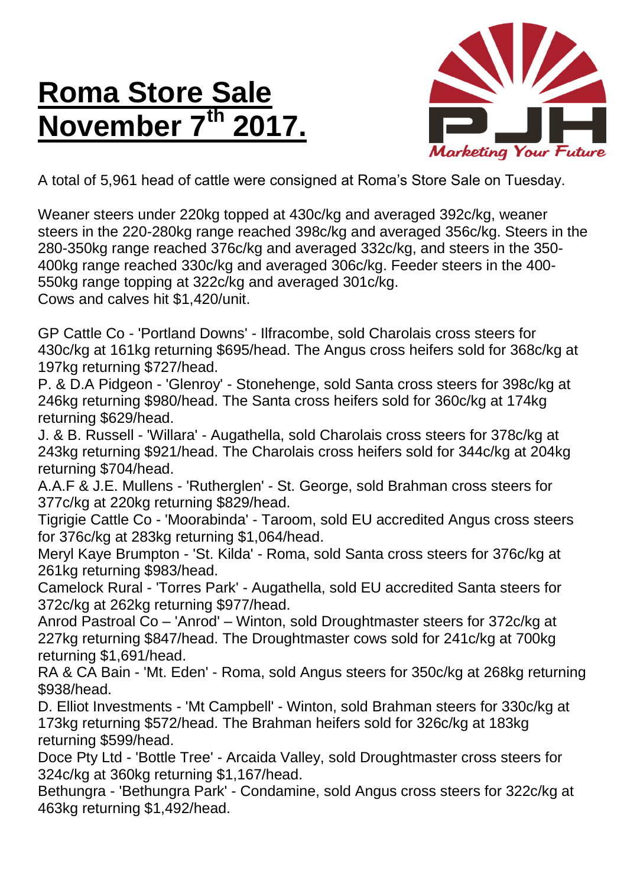# Roma Store Sale November 7th 2017.

Marketing Your Future

A total of 5,961 head of cattle were consigned at Roma's Store Sale on Tuesday.

Weaner steers under 220kg topped at 430c/kg and averaged 392c/kg, weaner steers in the 220-280kg range reached 398c/kg and averaged 356c/kg. Steers in the 280-350kg range reached 376c/kg and averaged 332c/kg, and steers in the 350-400kg range reached 330c/kg and averaged 306c/kg. Feeder steers in the 400-550kg range topping at 322c/kg and averaged 301c/kg.
Cows and calves hit $1,420/unit.

GP Cattle Co - 'Portland Downs' - Ilfracombe, sold Charolais cross steers for 430c/kg at 161kg returning $695/head. The Angus cross heifers sold for 368c/kg at 197kg returning $727/head.
P. & D.A Pidgeon - 'Glenroy' - Stonehenge, sold Santa cross steers for 398c/kg at 246kg returning $980/head. The Santa cross heifers sold for 360c/kg at 174kg returning $629/head.
J. & B. Russell - 'Willara' - Augathella, sold Charolais cross steers for 378c/kg at 243kg returning $921/head. The Charolais cross heifers sold for 344c/kg at 204kg returning $704/head.
A.A.F & J.E. Mullens - 'Rutherglen' - St. George, sold Brahman cross steers for 377c/kg at 220kg returning $829/head.
Tigrigie Cattle Co - 'Moorabinda' - Taroom, sold EU accredited Angus cross steers for 376c/kg at 283kg returning $1,064/head.
Meryl Kaye Brumpton - 'St. Kilda' - Roma, sold Santa cross steers for 376c/kg at 261kg returning $983/head.
Camelock Rural - 'Torres Park' - Augathella, sold EU accredited Santa steers for 372c/kg at 262kg returning $977/head.
Anrod Pastroal Co – 'Anrod' – Winton, sold Droughtmaster steers for 372c/kg at 227kg returning $847/head. The Droughtmaster cows sold for 241c/kg at 700kg returning $1,691/head.
RA & CA Bain - 'Mt. Eden' - Roma, sold Angus steers for 350c/kg at 268kg returning $938/head.
D. Elliot Investments - 'Mt Campbell' - Winton, sold Brahman steers for 330c/kg at 173kg returning $572/head. The Brahman heifers sold for 326c/kg at 183kg returning $599/head.
Doce Pty Ltd - 'Bottle Tree' - Arcaida Valley, sold Droughtmaster cross steers for 324c/kg at 360kg returning $1,167/head.
Bethungra - 'Bethungra Park' - Condamine, sold Angus cross steers for 322c/kg at 463kg returning $1,492/head.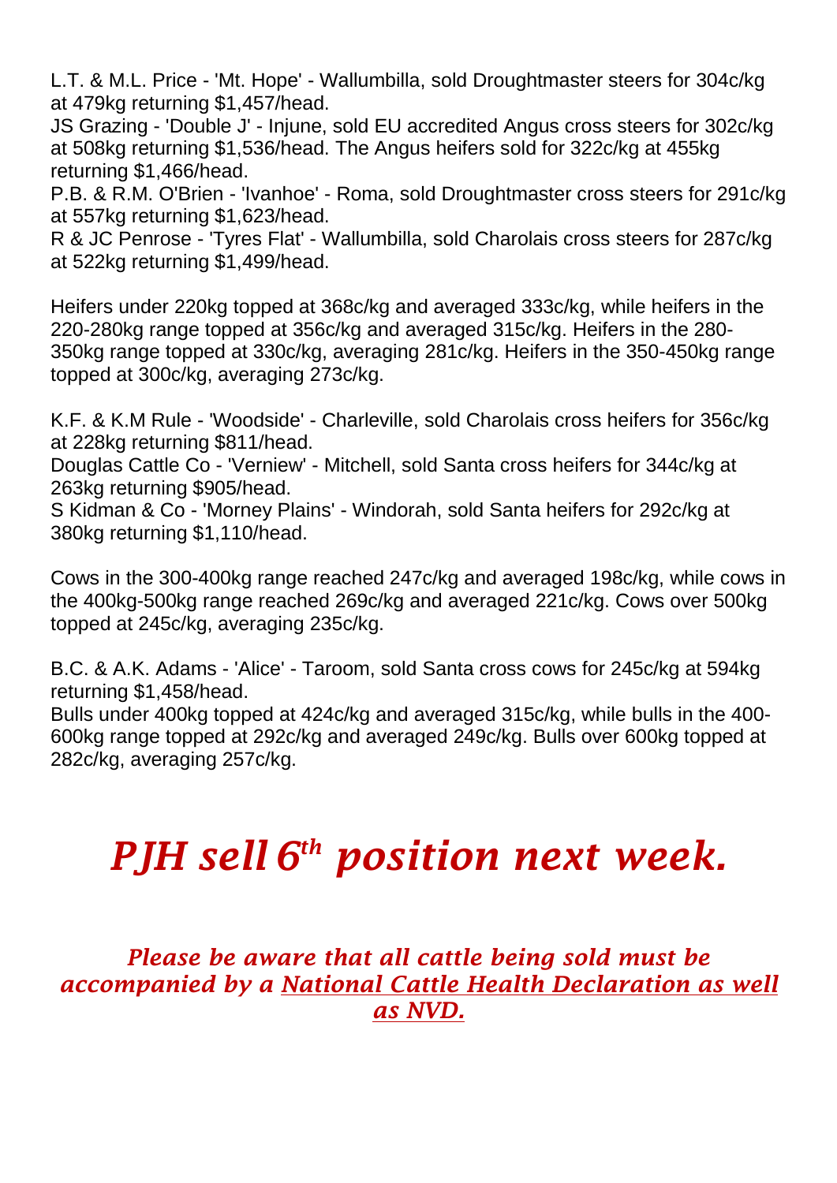L.T. & M.L. Price - 'Mt. Hope' - Wallumbilla, sold Droughtmaster steers for 304c/kg at 479kg returning $1,457/head.
JS Grazing - 'Double J' - Injune, sold EU accredited Angus cross steers for 302c/kg at 508kg returning $1,536/head. The Angus heifers sold for 322c/kg at 455kg returning $1,466/head.
P.B. & R.M. O'Brien - 'Ivanhoe' - Roma, sold Droughtmaster cross steers for 291c/kg at 557kg returning $1,623/head.
R & JC Penrose - 'Tyres Flat' - Wallumbilla, sold Charolais cross steers for 287c/kg at 522kg returning $1,499/head.

Heifers under 220kg topped at 368c/kg and averaged 333c/kg, while heifers in the 220-280kg range topped at 356c/kg and averaged 315c/kg. Heifers in the 280-350kg range topped at 330c/kg, averaging 281c/kg. Heifers in the 350-450kg range topped at 300c/kg, averaging 273c/kg.

K.F. & K.M Rule - 'Woodside' - Charleville, sold Charolais cross heifers for 356c/kg at 228kg returning $811/head.
Douglas Cattle Co - 'Verniew' - Mitchell, sold Santa cross heifers for 344c/kg at 263kg returning $905/head.
S Kidman & Co - 'Morney Plains' - Windorah, sold Santa heifers for 292c/kg at 380kg returning $1,110/head.

Cows in the 300-400kg range reached 247c/kg and averaged 198c/kg, while cows in the 400kg-500kg range reached 269c/kg and averaged 221c/kg. Cows over 500kg topped at 245c/kg, averaging 235c/kg.

B.C. & A.K. Adams - 'Alice' - Taroom, sold Santa cross cows for 245c/kg at 594kg returning $1,458/head.
Bulls under 400kg topped at 424c/kg and averaged 315c/kg, while bulls in the 400-600kg range topped at 292c/kg and averaged 249c/kg. Bulls over 600kg topped at 282c/kg, averaging 257c/kg.

# *PJH sell 6th position next week.*

***Please be aware that all cattle being sold must be accompanied by a National Cattle Health Declaration as well as NVD.***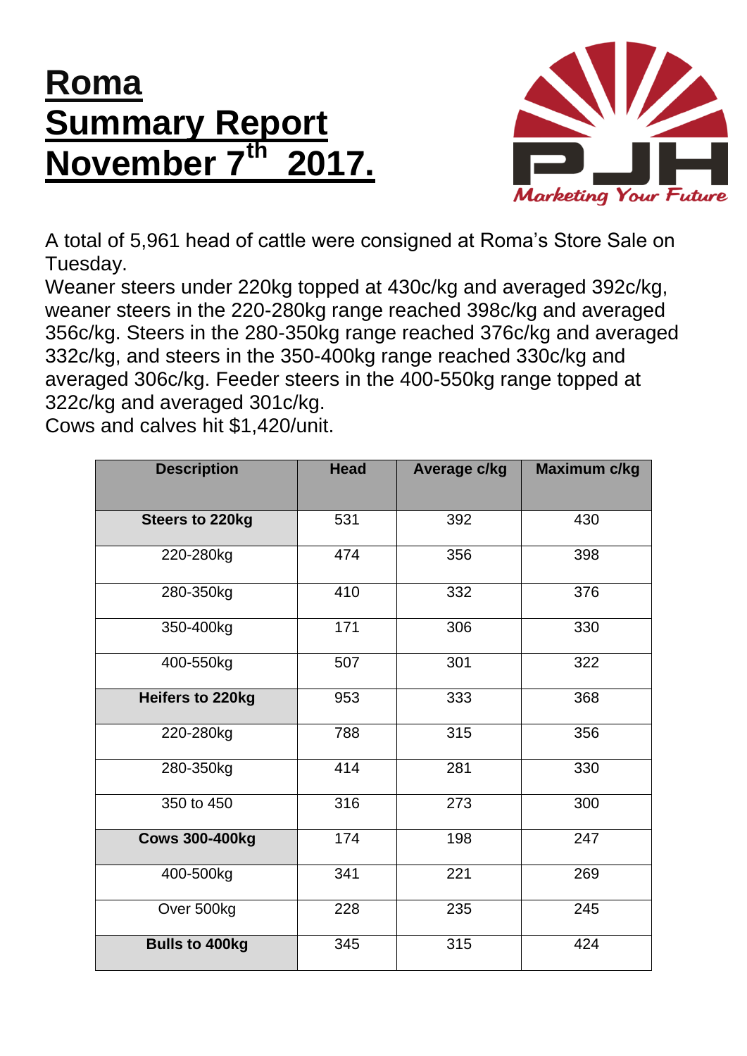# Roma Summary Report November 7th 2017.

Marketing Your Future

A total of 5,961 head of cattle were consigned at Roma's Store Sale on Tuesday.

Weaner steers under 220kg topped at 430c/kg and averaged 392c/kg, weaner steers in the 220-280kg range reached 398c/kg and averaged 356c/kg. Steers in the 280-350kg range reached 376c/kg and averaged 332c/kg, and steers in the 350-400kg range reached 330c/kg and averaged 306c/kg. Feeder steers in the 400-550kg range topped at 322c/kg and averaged 301c/kg.

Cows and calves hit $1,420/unit.

| Description | Head | Average c/kg | Maximum c/kg |
|---|---|---|---|
| **Steers to 220kg** | 531 | 392 | 430 |
| 220-280kg | 474 | 356 | 398 |
| 280-350kg | 410 | 332 | 376 |
| 350-400kg | 171 | 306 | 330 |
| 400-550kg | 507 | 301 | 322 |
| **Heifers to 220kg** | 953 | 333 | 368 |
| 220-280kg | 788 | 315 | 356 |
| 280-350kg | 414 | 281 | 330 |
| 350 to 450 | 316 | 273 | 300 |
| **Cows 300-400kg** | 174 | 198 | 247 |
| 400-500kg | 341 | 221 | 269 |
| Over 500kg | 228 | 235 | 245 |
| **Bulls to 400kg** | 345 | 315 | 424 |